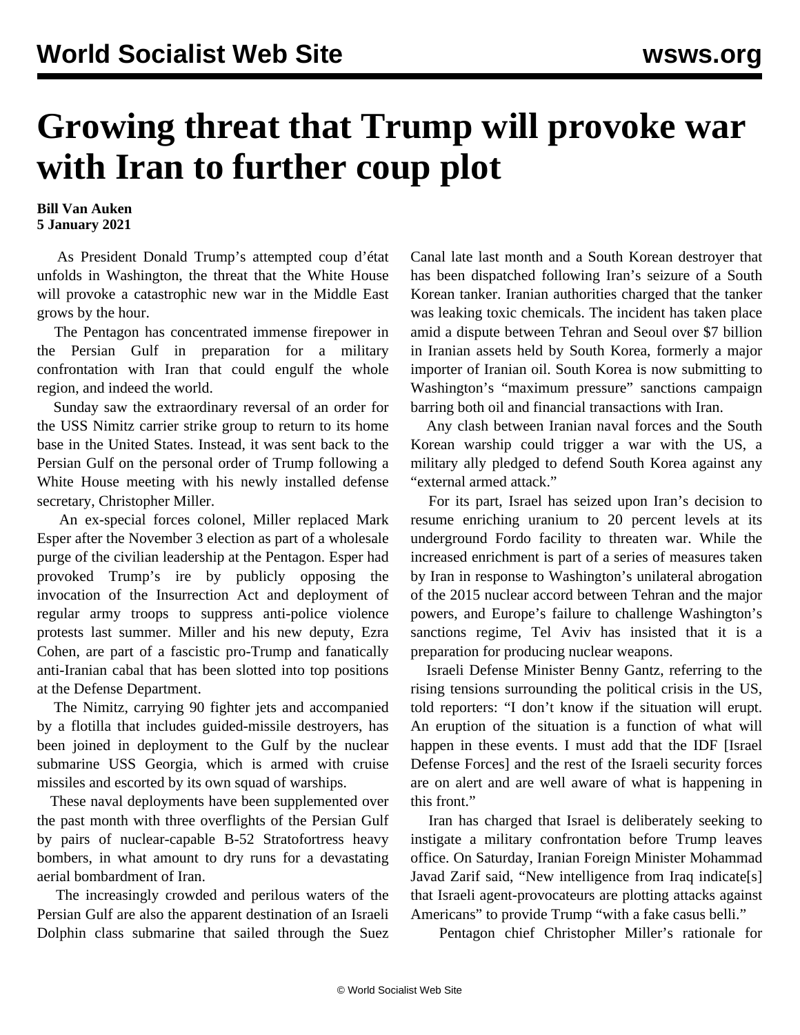# Growing threat that Trump will provoke war with Iran to further coup plot

**Bill Van Auken**
**5 January 2021**

As President Donald Trump's attempted coup d'état unfolds in Washington, the threat that the White House will provoke a catastrophic new war in the Middle East grows by the hour.

The Pentagon has concentrated immense firepower in the Persian Gulf in preparation for a military confrontation with Iran that could engulf the whole region, and indeed the world.

Sunday saw the extraordinary reversal of an order for the USS Nimitz carrier strike group to return to its home base in the United States. Instead, it was sent back to the Persian Gulf on the personal order of Trump following a White House meeting with his newly installed defense secretary, Christopher Miller.

An ex-special forces colonel, Miller replaced Mark Esper after the November 3 election as part of a wholesale purge of the civilian leadership at the Pentagon. Esper had provoked Trump's ire by publicly opposing the invocation of the Insurrection Act and deployment of regular army troops to suppress anti-police violence protests last summer. Miller and his new deputy, Ezra Cohen, are part of a fascistic pro-Trump and fanatically anti-Iranian cabal that has been slotted into top positions at the Defense Department.

The Nimitz, carrying 90 fighter jets and accompanied by a flotilla that includes guided-missile destroyers, has been joined in deployment to the Gulf by the nuclear submarine USS Georgia, which is armed with cruise missiles and escorted by its own squad of warships.

These naval deployments have been supplemented over the past month with three overflights of the Persian Gulf by pairs of nuclear-capable B-52 Stratofortress heavy bombers, in what amount to dry runs for a devastating aerial bombardment of Iran.

The increasingly crowded and perilous waters of the Persian Gulf are also the apparent destination of an Israeli Dolphin class submarine that sailed through the Suez Canal late last month and a South Korean destroyer that has been dispatched following Iran's seizure of a South Korean tanker. Iranian authorities charged that the tanker was leaking toxic chemicals. The incident has taken place amid a dispute between Tehran and Seoul over $7 billion in Iranian assets held by South Korea, formerly a major importer of Iranian oil. South Korea is now submitting to Washington's "maximum pressure" sanctions campaign barring both oil and financial transactions with Iran.

Any clash between Iranian naval forces and the South Korean warship could trigger a war with the US, a military ally pledged to defend South Korea against any "external armed attack."

For its part, Israel has seized upon Iran's decision to resume enriching uranium to 20 percent levels at its underground Fordo facility to threaten war. While the increased enrichment is part of a series of measures taken by Iran in response to Washington's unilateral abrogation of the 2015 nuclear accord between Tehran and the major powers, and Europe's failure to challenge Washington's sanctions regime, Tel Aviv has insisted that it is a preparation for producing nuclear weapons.

Israeli Defense Minister Benny Gantz, referring to the rising tensions surrounding the political crisis in the US, told reporters: "I don't know if the situation will erupt. An eruption of the situation is a function of what will happen in these events. I must add that the IDF [Israel Defense Forces] and the rest of the Israeli security forces are on alert and are well aware of what is happening in this front."

Iran has charged that Israel is deliberately seeking to instigate a military confrontation before Trump leaves office. On Saturday, Iranian Foreign Minister Mohammad Javad Zarif said, "New intelligence from Iraq indicate[s] that Israeli agent-provocateurs are plotting attacks against Americans" to provide Trump "with a fake casus belli."

Pentagon chief Christopher Miller's rationale for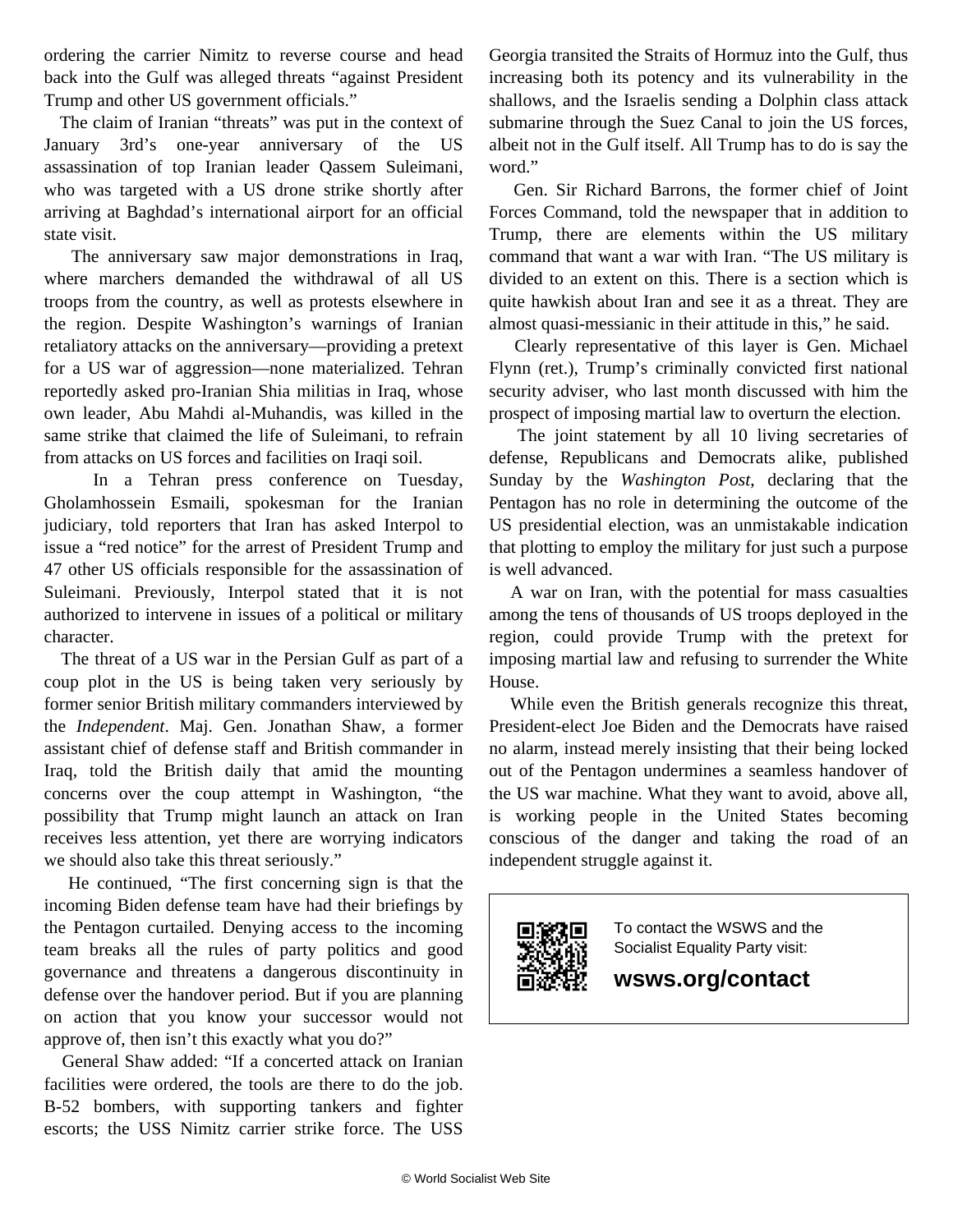ordering the carrier Nimitz to reverse course and head back into the Gulf was alleged threats "against President Trump and other US government officials."

The claim of Iranian "threats" was put in the context of January 3rd's one-year anniversary of the US assassination of top Iranian leader Qassem Suleimani, who was targeted with a US drone strike shortly after arriving at Baghdad's international airport for an official state visit.

The anniversary saw major demonstrations in Iraq, where marchers demanded the withdrawal of all US troops from the country, as well as protests elsewhere in the region. Despite Washington's warnings of Iranian retaliatory attacks on the anniversary—providing a pretext for a US war of aggression—none materialized. Tehran reportedly asked pro-Iranian Shia militias in Iraq, whose own leader, Abu Mahdi al-Muhandis, was killed in the same strike that claimed the life of Suleimani, to refrain from attacks on US forces and facilities on Iraqi soil.

In a Tehran press conference on Tuesday, Gholamhossein Esmaili, spokesman for the Iranian judiciary, told reporters that Iran has asked Interpol to issue a "red notice" for the arrest of President Trump and 47 other US officials responsible for the assassination of Suleimani. Previously, Interpol stated that it is not authorized to intervene in issues of a political or military character.

The threat of a US war in the Persian Gulf as part of a coup plot in the US is being taken very seriously by former senior British military commanders interviewed by the *Independent*. Maj. Gen. Jonathan Shaw, a former assistant chief of defense staff and British commander in Iraq, told the British daily that amid the mounting concerns over the coup attempt in Washington, "the possibility that Trump might launch an attack on Iran receives less attention, yet there are worrying indicators we should also take this threat seriously."

He continued, "The first concerning sign is that the incoming Biden defense team have had their briefings by the Pentagon curtailed. Denying access to the incoming team breaks all the rules of party politics and good governance and threatens a dangerous discontinuity in defense over the handover period. But if you are planning on action that you know your successor would not approve of, then isn't this exactly what you do?"

General Shaw added: "If a concerted attack on Iranian facilities were ordered, the tools are there to do the job. B-52 bombers, with supporting tankers and fighter escorts; the USS Nimitz carrier strike force. The USS Georgia transited the Straits of Hormuz into the Gulf, thus increasing both its potency and its vulnerability in the shallows, and the Israelis sending a Dolphin class attack submarine through the Suez Canal to join the US forces, albeit not in the Gulf itself. All Trump has to do is say the word."

Gen. Sir Richard Barrons, the former chief of Joint Forces Command, told the newspaper that in addition to Trump, there are elements within the US military command that want a war with Iran. "The US military is divided to an extent on this. There is a section which is quite hawkish about Iran and see it as a threat. They are almost quasi-messianic in their attitude in this," he said.

Clearly representative of this layer is Gen. Michael Flynn (ret.), Trump's criminally convicted first national security adviser, who last month discussed with him the prospect of imposing martial law to overturn the election.

The joint statement by all 10 living secretaries of defense, Republicans and Democrats alike, published Sunday by the *Washington Post*, declaring that the Pentagon has no role in determining the outcome of the US presidential election, was an unmistakable indication that plotting to employ the military for just such a purpose is well advanced.

A war on Iran, with the potential for mass casualties among the tens of thousands of US troops deployed in the region, could provide Trump with the pretext for imposing martial law and refusing to surrender the White House.

While even the British generals recognize this threat, President-elect Joe Biden and the Democrats have raised no alarm, instead merely insisting that their being locked out of the Pentagon undermines a seamless handover of the US war machine. What they want to avoid, above all, is working people in the United States becoming conscious of the danger and taking the road of an independent struggle against it.

To contact the WSWS and the Socialist Equality Party visit:

**wsws.org/contact**